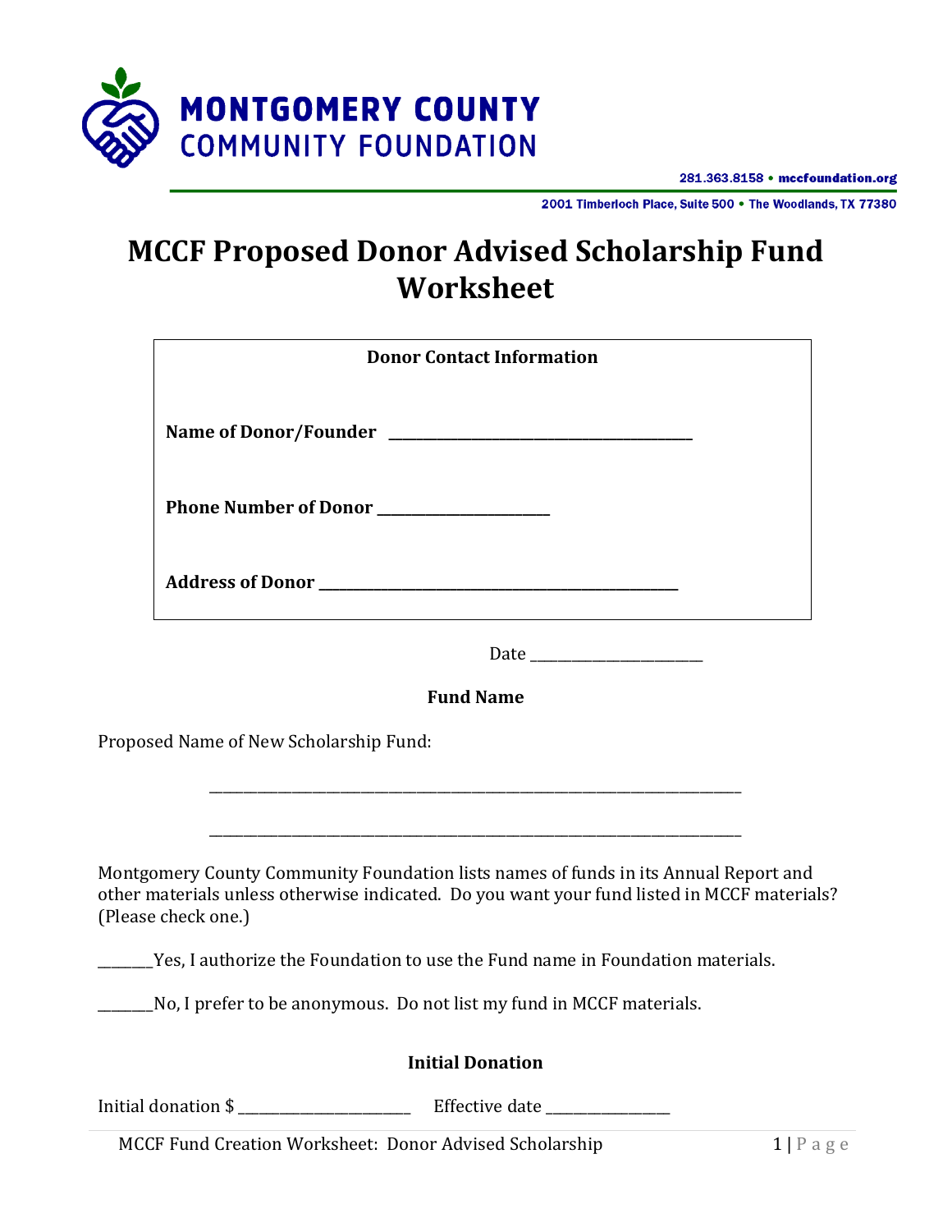MONTGOMERY COUNTY
COMMUNITY FOUNDATION

281.363.8158 • mccfoundation.org

2001 Timberloch Place, Suite 500 • The Woodlands, TX 77380

# MCCF Proposed Donor Advised Scholarship Fund Worksheet

**Donor Contact Information**

**Name of Donor/Founder** ___________________________________________

**Phone Number of Donor** ________________________

**Address of Donor** __________________________________________________

Date ________________________

**Fund Name**

Proposed Name of New Scholarship Fund:

__________________________________________________________________________

__________________________________________________________________________

Montgomery County Community Foundation lists names of funds in its Annual Report and other materials unless otherwise indicated. Do you want your fund listed in MCCF materials? (Please check one.)

_______Yes, I authorize the Foundation to use the Fund name in Foundation materials.

_______No, I prefer to be anonymous. Do not list my fund in MCCF materials.

**Initial Donation**

Initial donation $ ________________________ Effective date _________________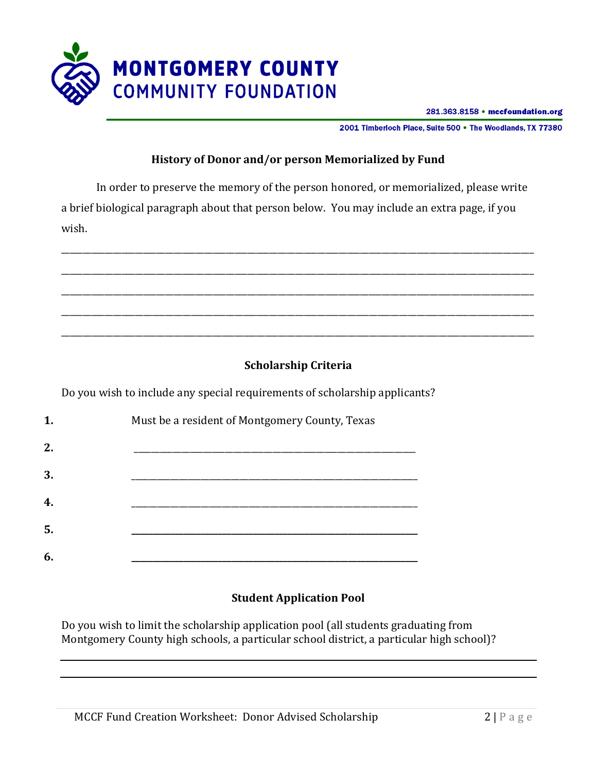## History of Donor and/or person Memorialized by Fund

In order to preserve the memory of the person honored, or memorialized, please write a brief biological paragraph about that person below. You may include an extra page, if you wish.

______________________________________________________________________________

______________________________________________________________________________

______________________________________________________________________________

______________________________________________________________________________

______________________________________________________________________________

## Scholarship Criteria

Do you wish to include any special requirements of scholarship applicants?

1. Must be a resident of Montgomery County, Texas
2. ______________________________________________
3. ______________________________________________
4. ______________________________________________
5. ______________________________________________
6. ______________________________________________

## Student Application Pool

Do you wish to limit the scholarship application pool (all students graduating from Montgomery County high schools, a particular school district, a particular high school)?

______________________________________________________________________________

______________________________________________________________________________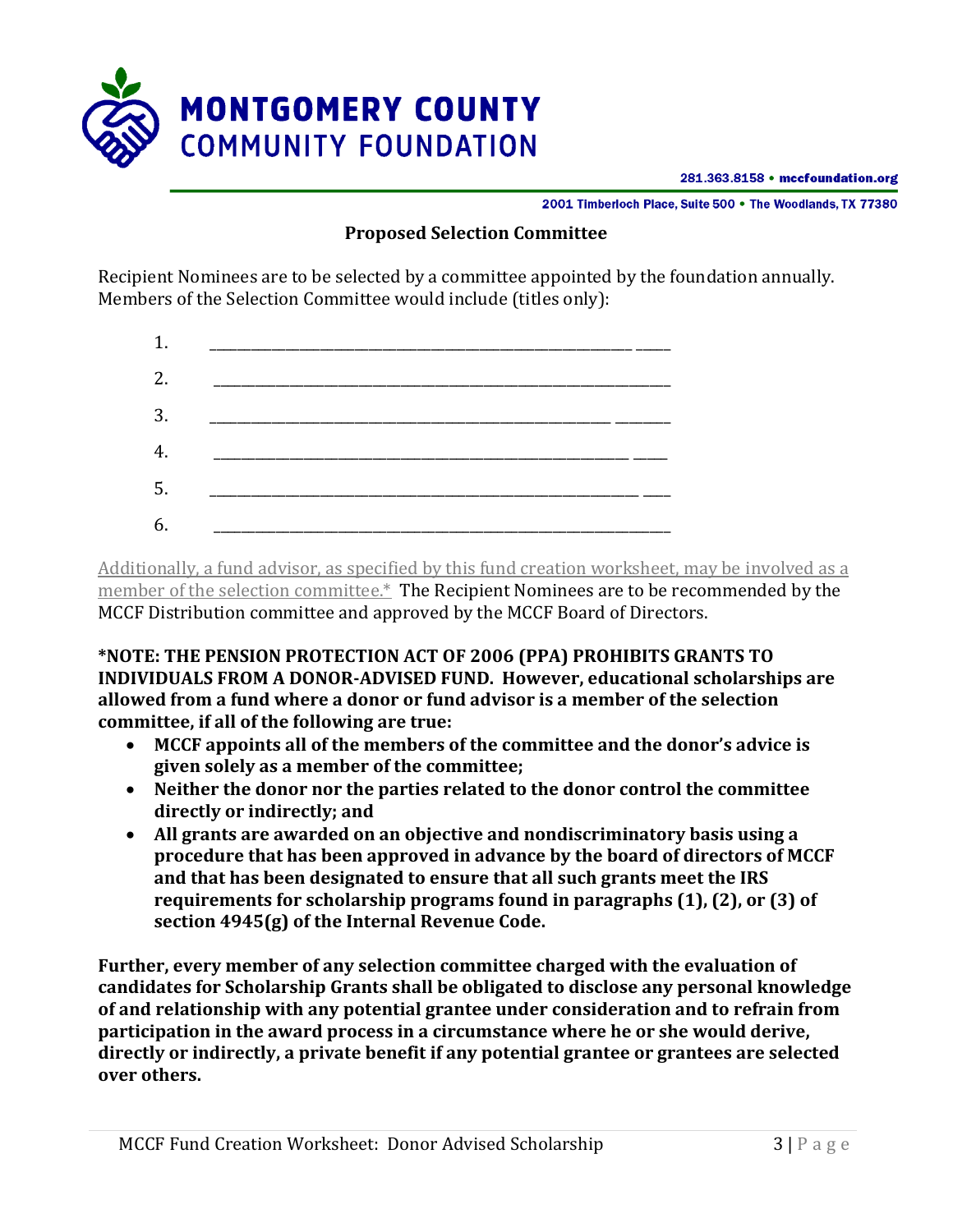MONTGOMERY COUNTY COMMUNITY FOUNDATION

281.363.8158 • mccfoundation.org

2001 Timberloch Place, Suite 500 • The Woodlands, TX 77380

## Proposed Selection Committee

Recipient Nominees are to be selected by a committee appointed by the foundation annually. Members of the Selection Committee would include (titles only):

1. ____________________________________________________________
2. ____________________________________________________________
3. ____________________________________________________________
4. ____________________________________________________________
5. ____________________________________________________________
6. ____________________________________________________________

Additionally, a fund advisor, as specified by this fund creation worksheet, may be involved as a member of the selection committee.* The Recipient Nominees are to be recommended by the MCCF Distribution committee and approved by the MCCF Board of Directors.

**\*NOTE: THE PENSION PROTECTION ACT OF 2006 (PPA) PROHIBITS GRANTS TO INDIVIDUALS FROM A DONOR-ADVISED FUND. However, educational scholarships are allowed from a fund where a donor or fund advisor is a member of the selection committee, if all of the following are true:**

- **MCCF appoints all of the members of the committee and the donor's advice is given solely as a member of the committee;**
- **Neither the donor nor the parties related to the donor control the committee directly or indirectly; and**
- **All grants are awarded on an objective and nondiscriminatory basis using a procedure that has been approved in advance by the board of directors of MCCF and that has been designated to ensure that all such grants meet the IRS requirements for scholarship programs found in paragraphs (1), (2), or (3) of section 4945(g) of the Internal Revenue Code.**

**Further, every member of any selection committee charged with the evaluation of candidates for Scholarship Grants shall be obligated to disclose any personal knowledge of and relationship with any potential grantee under consideration and to refrain from participation in the award process in a circumstance where he or she would derive, directly or indirectly, a private benefit if any potential grantee or grantees are selected over others.**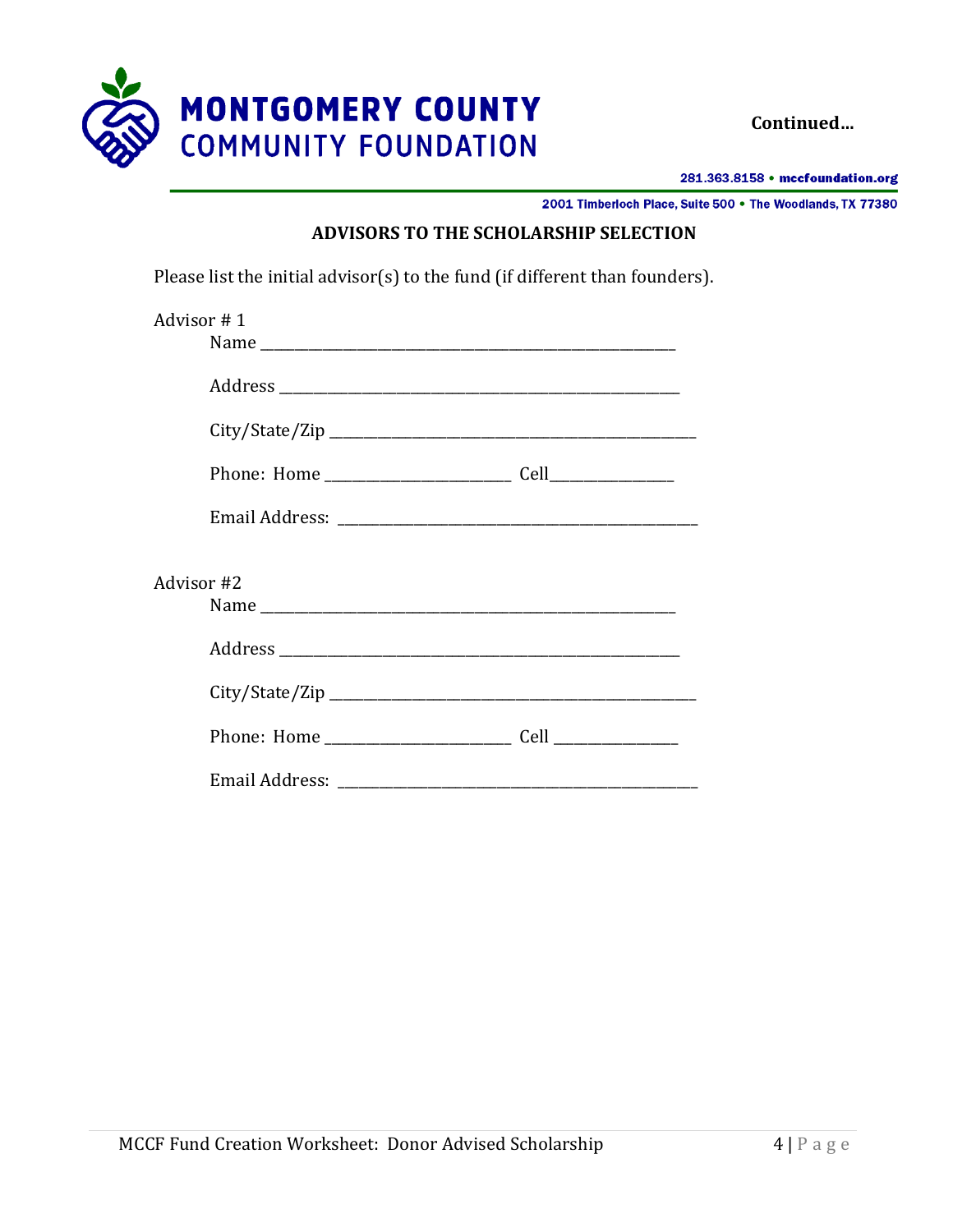**Continued…**

## ADVISORS TO THE SCHOLARSHIP SELECTION

Please list the initial advisor(s) to the fund (if different than founders).

Advisor # 1

Name ___________________________________________________

Address ________________________________________________

City/State/Zip ___________________________________________

Phone: Home ______________________ Cell_______________

Email Address: ___________________________________________

Advisor #2

Name ___________________________________________________

Address ________________________________________________

City/State/Zip ___________________________________________

Phone: Home ______________________ Cell _______________

Email Address: ___________________________________________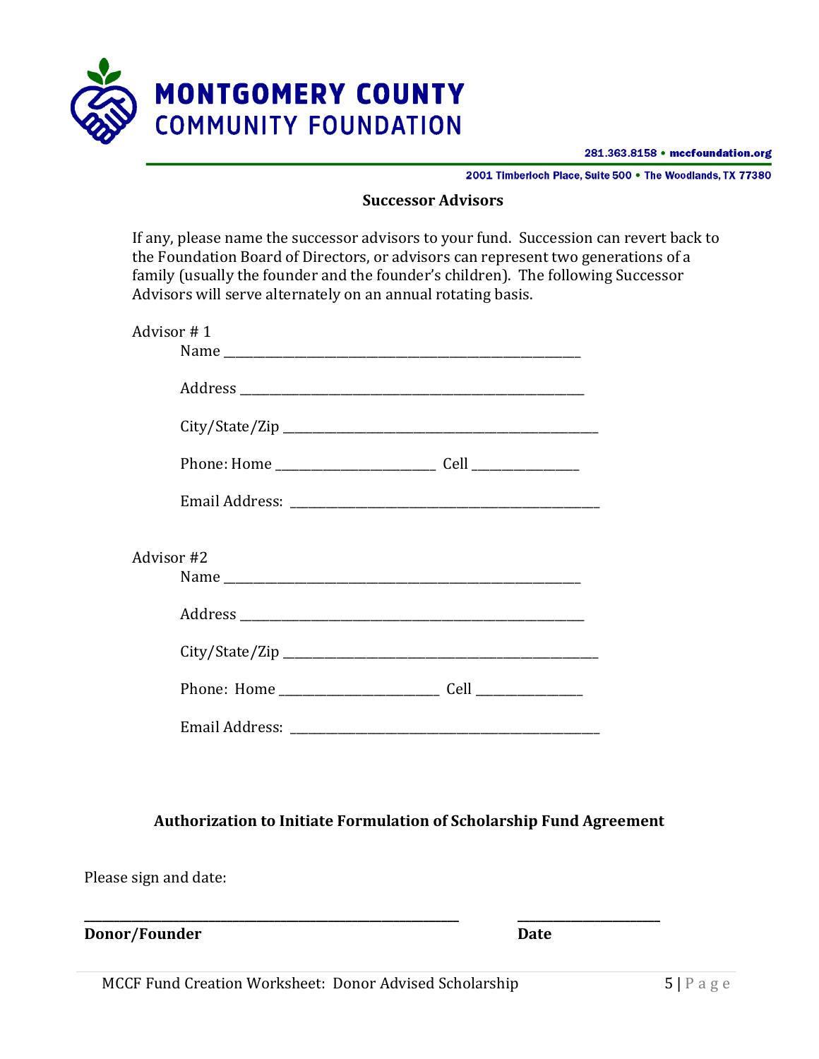**MONTGOMERY COUNTY COMMUNITY FOUNDATION**

281.363.8158 • mccfoundation.org

2001 Timberloch Place, Suite 500 • The Woodlands, TX 77380

## Successor Advisors

If any, please name the successor advisors to your fund. Succession can revert back to the Foundation Board of Directors, or advisors can represent two generations of a family (usually the founder and the founder's children). The following Successor Advisors will serve alternately on an annual rotating basis.

Advisor # 1

Name ______________________________________________

Address ______________________________________________

City/State/Zip ______________________________________________

Phone: Home ______________________ Cell ______________

Email Address: ______________________________________________

Advisor #2

Name ______________________________________________

Address ______________________________________________

City/State/Zip ______________________________________________

Phone: Home ______________________ Cell ______________

Email Address: ______________________________________________

## Authorization to Initiate Formulation of Scholarship Fund Agreement

Please sign and date:

______________________________________________ ____________________

**Donor/Founder** **Date**

MCCF Fund Creation Worksheet: Donor Advised Scholarship